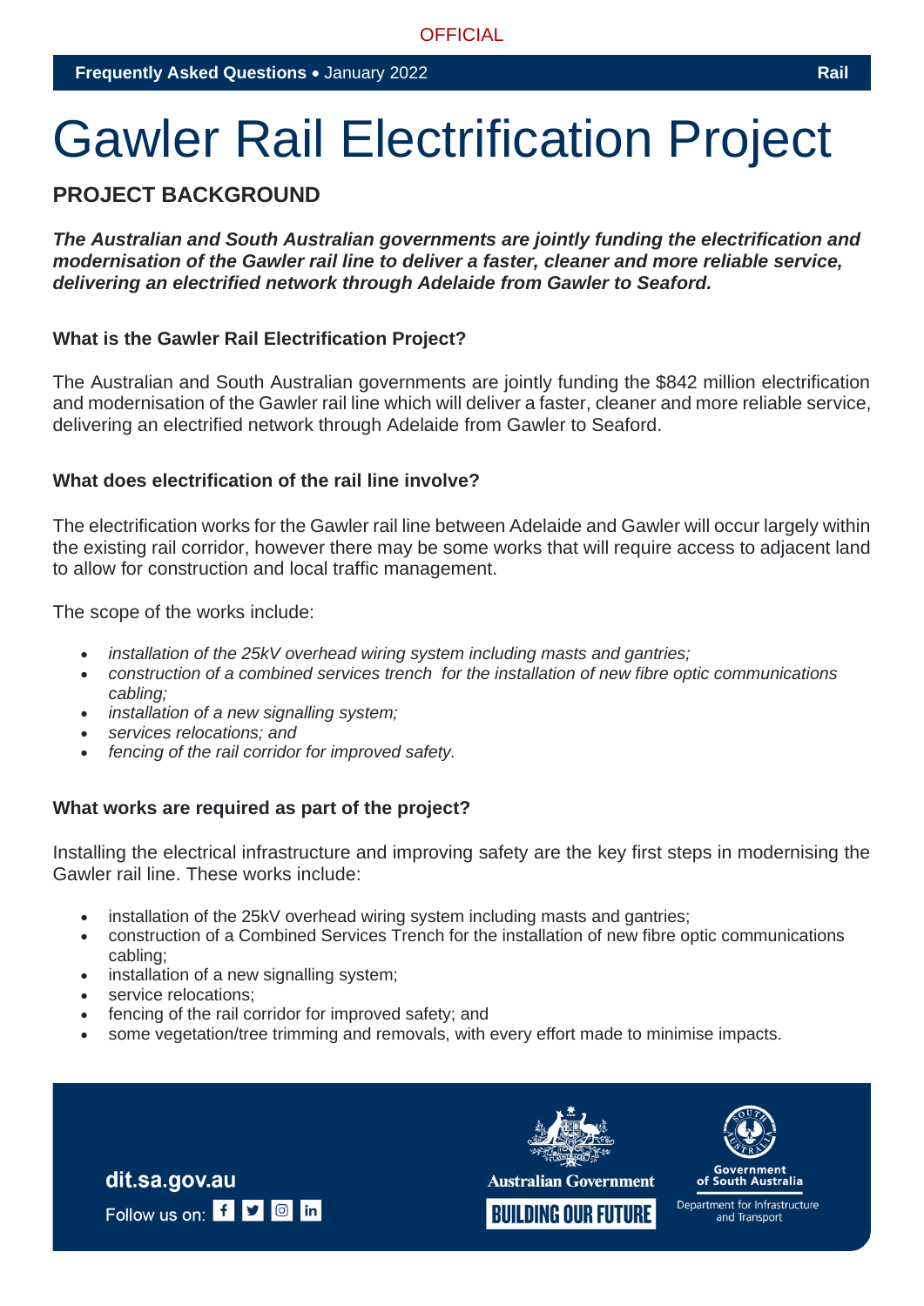# Gawler Rail Electrification Project

## PROJECT BACKGROUND

***The Australian and South Australian governments are jointly funding the electrification and modernisation of the Gawler rail line to deliver a faster, cleaner and more reliable service, delivering an electrified network through Adelaide from Gawler to Seaford.***

### What is the Gawler Rail Electrification Project?

The Australian and South Australian governments are jointly funding the $842 million electrification and modernisation of the Gawler rail line which will deliver a faster, cleaner and more reliable service, delivering an electrified network through Adelaide from Gawler to Seaford.

### What does electrification of the rail line involve?

The electrification works for the Gawler rail line between Adelaide and Gawler will occur largely within the existing rail corridor, however there may be some works that will require access to adjacent land to allow for construction and local traffic management.

The scope of the works include:

- *installation of the 25kV overhead wiring system including masts and gantries;*
- *construction of a combined services trench for the installation of new fibre optic communications cabling;*
- *installation of a new signalling system;*
- *services relocations; and*
- *fencing of the rail corridor for improved safety.*

### What works are required as part of the project?

Installing the electrical infrastructure and improving safety are the key first steps in modernising the Gawler rail line. These works include:

- installation of the 25kV overhead wiring system including masts and gantries;
- construction of a Combined Services Trench for the installation of new fibre optic communications cabling;
- installation of a new signalling system;
- service relocations;
- fencing of the rail corridor for improved safety; and
- some vegetation/tree trimming and removals, with every effort made to minimise impacts.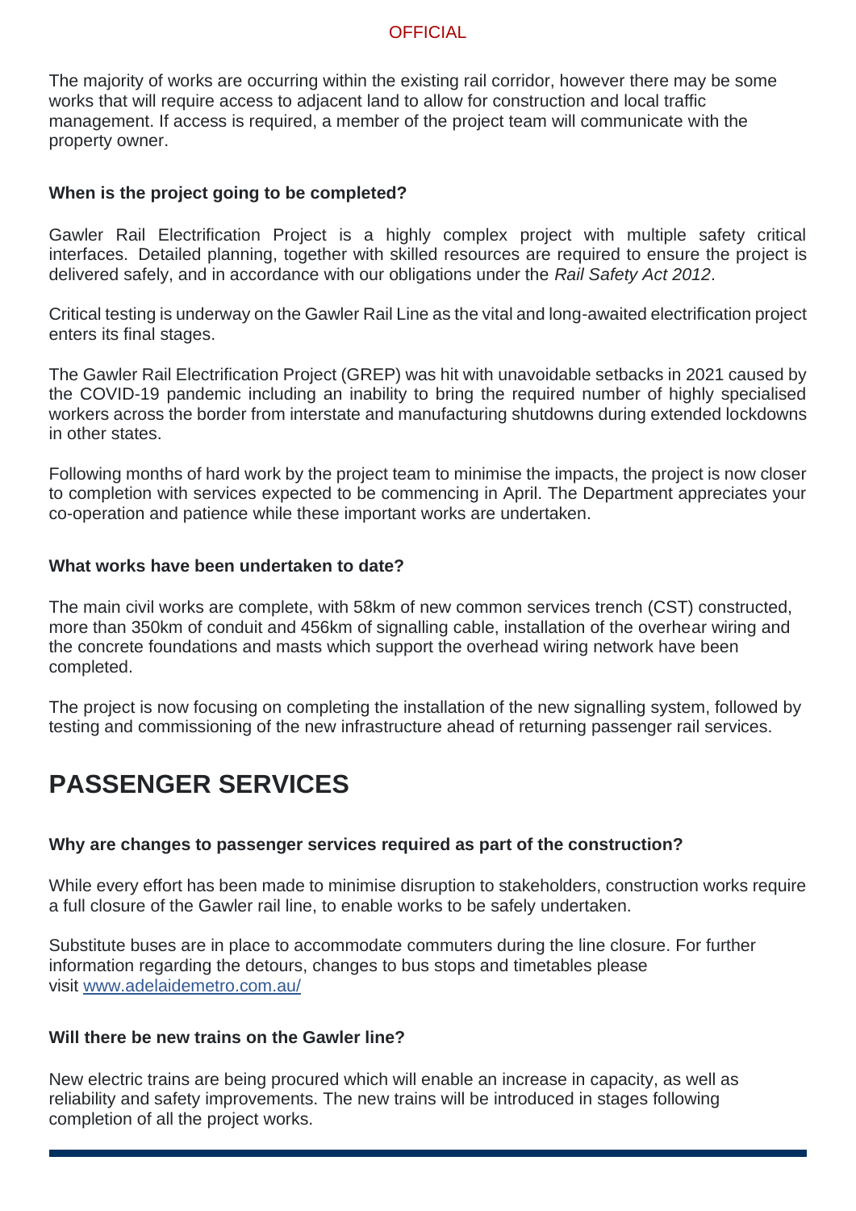The majority of works are occurring within the existing rail corridor, however there may be some works that will require access to adjacent land to allow for construction and local traffic management. If access is required, a member of the project team will communicate with the property owner.

**When is the project going to be completed?**

Gawler Rail Electrification Project is a highly complex project with multiple safety critical interfaces. Detailed planning, together with skilled resources are required to ensure the project is delivered safely, and in accordance with our obligations under the *Rail Safety Act 2012*.

Critical testing is underway on the Gawler Rail Line as the vital and long-awaited electrification project enters its final stages.

The Gawler Rail Electrification Project (GREP) was hit with unavoidable setbacks in 2021 caused by the COVID-19 pandemic including an inability to bring the required number of highly specialised workers across the border from interstate and manufacturing shutdowns during extended lockdowns in other states.

Following months of hard work by the project team to minimise the impacts, the project is now closer to completion with services expected to be commencing in April. The Department appreciates your co-operation and patience while these important works are undertaken.

**What works have been undertaken to date?**

The main civil works are complete, with 58km of new common services trench (CST) constructed, more than 350km of conduit and 456km of signalling cable, installation of the overhear wiring and the concrete foundations and masts which support the overhead wiring network have been completed.

The project is now focusing on completing the installation of the new signalling system, followed by testing and commissioning of the new infrastructure ahead of returning passenger rail services.

# PASSENGER SERVICES

**Why are changes to passenger services required as part of the construction?**

While every effort has been made to minimise disruption to stakeholders, construction works require a full closure of the Gawler rail line, to enable works to be safely undertaken.

Substitute buses are in place to accommodate commuters during the line closure. For further information regarding the detours, changes to bus stops and timetables please visit [www.adelaidemetro.com.au/](http://www.adelaidemetro.com.au/)

**Will there be new trains on the Gawler line?**

New electric trains are being procured which will enable an increase in capacity, as well as reliability and safety improvements. The new trains will be introduced in stages following completion of all the project works.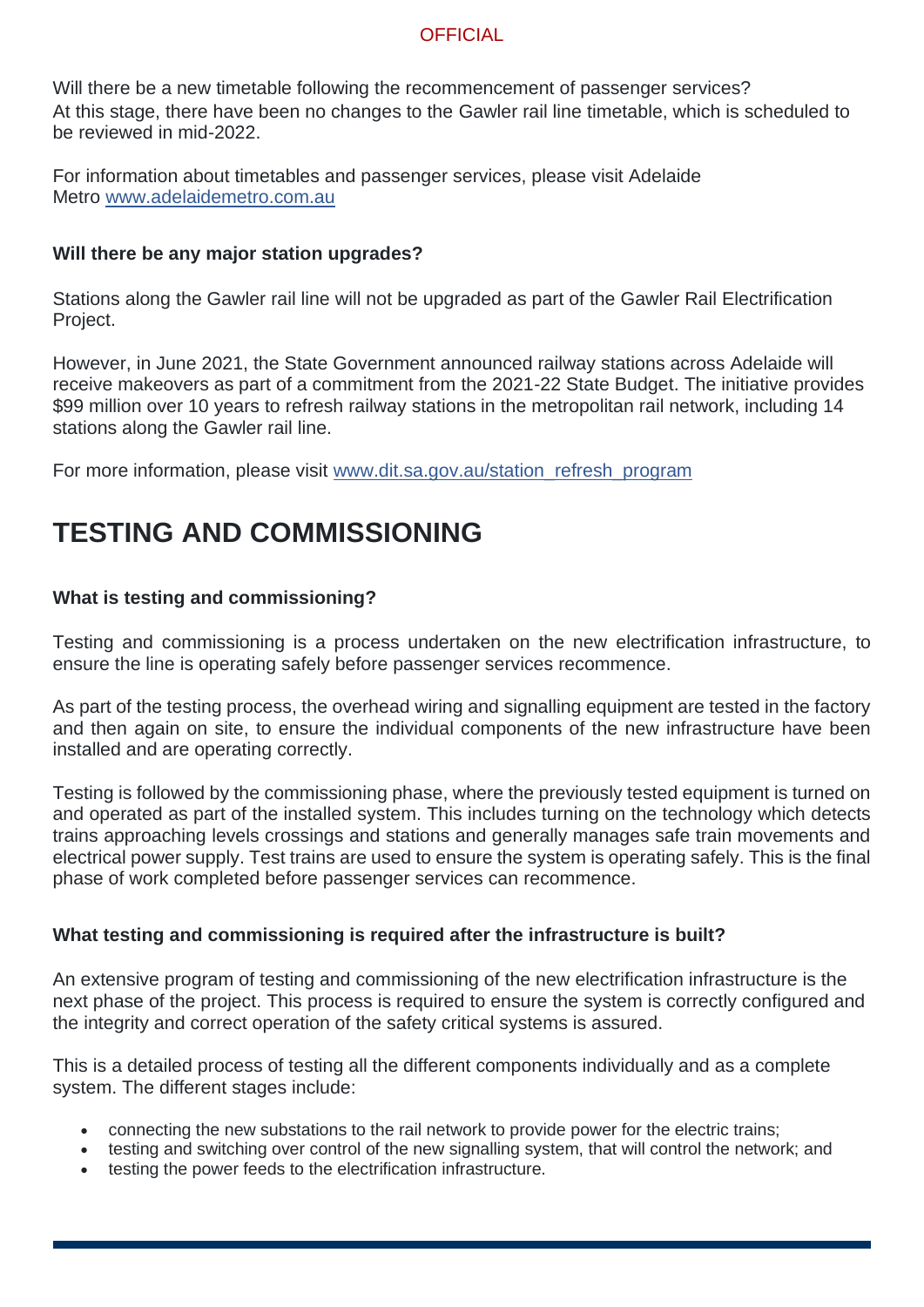Will there be a new timetable following the recommencement of passenger services?
At this stage, there have been no changes to the Gawler rail line timetable, which is scheduled to be reviewed in mid-2022.

For information about timetables and passenger services, please visit Adelaide Metro [www.adelaidemetro.com.au](http://www.adelaidemetro.com.au)

**Will there be any major station upgrades?**

Stations along the Gawler rail line will not be upgraded as part of the Gawler Rail Electrification Project.

However, in June 2021, the State Government announced railway stations across Adelaide will receive makeovers as part of a commitment from the 2021-22 State Budget. The initiative provides $99 million over 10 years to refresh railway stations in the metropolitan rail network, including 14 stations along the Gawler rail line.

For more information, please visit [www.dit.sa.gov.au/station_refresh_program](http://www.dit.sa.gov.au/station_refresh_program)

# TESTING AND COMMISSIONING

**What is testing and commissioning?**

Testing and commissioning is a process undertaken on the new electrification infrastructure, to ensure the line is operating safely before passenger services recommence.

As part of the testing process, the overhead wiring and signalling equipment are tested in the factory and then again on site, to ensure the individual components of the new infrastructure have been installed and are operating correctly.

Testing is followed by the commissioning phase, where the previously tested equipment is turned on and operated as part of the installed system. This includes turning on the technology which detects trains approaching levels crossings and stations and generally manages safe train movements and electrical power supply. Test trains are used to ensure the system is operating safely. This is the final phase of work completed before passenger services can recommence.

**What testing and commissioning is required after the infrastructure is built?**

An extensive program of testing and commissioning of the new electrification infrastructure is the next phase of the project. This process is required to ensure the system is correctly configured and the integrity and correct operation of the safety critical systems is assured.

This is a detailed process of testing all the different components individually and as a complete system. The different stages include:

- connecting the new substations to the rail network to provide power for the electric trains;
- testing and switching over control of the new signalling system, that will control the network; and
- testing the power feeds to the electrification infrastructure.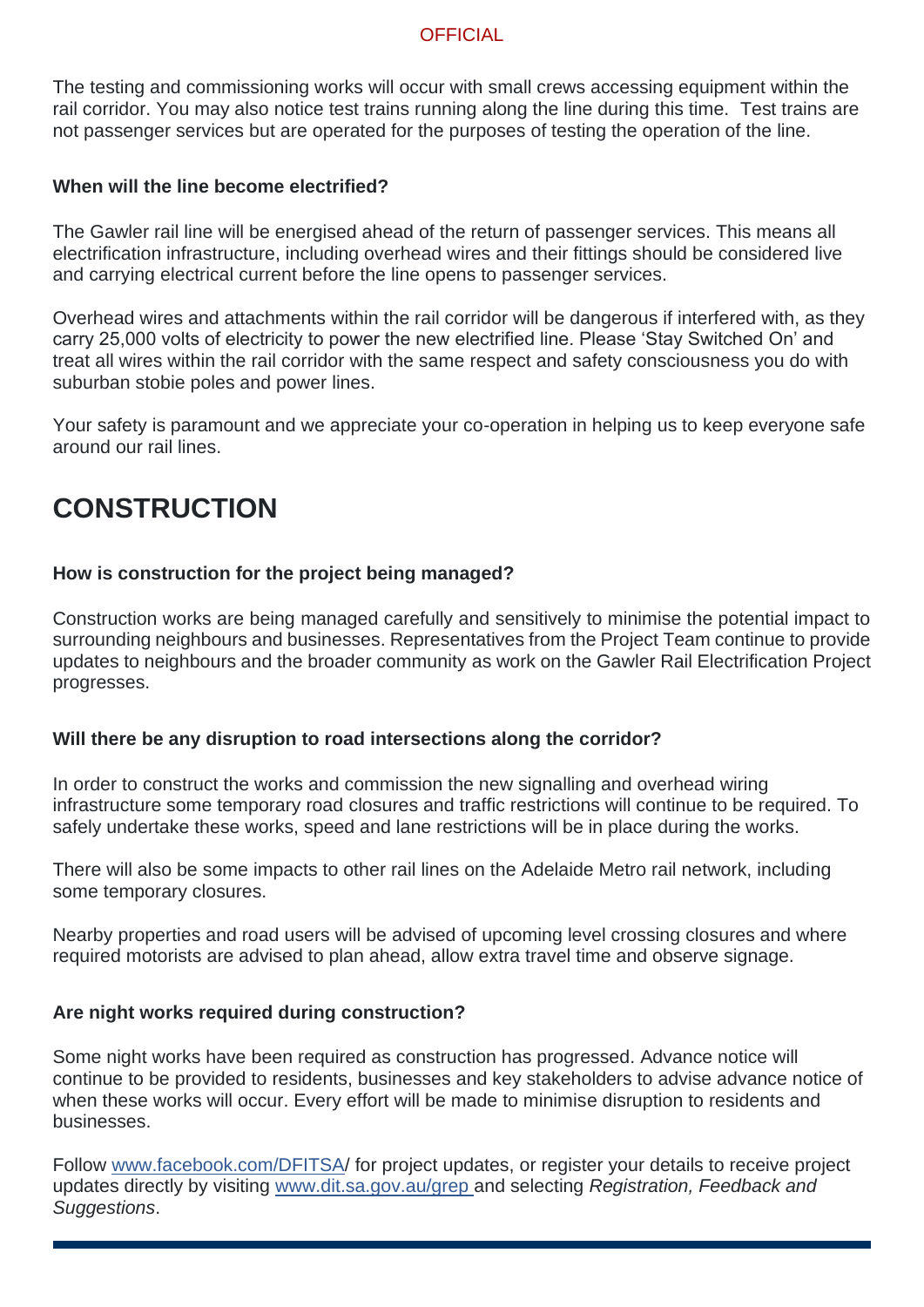The testing and commissioning works will occur with small crews accessing equipment within the rail corridor. You may also notice test trains running along the line during this time. Test trains are not passenger services but are operated for the purposes of testing the operation of the line.

**When will the line become electrified?**

The Gawler rail line will be energised ahead of the return of passenger services. This means all electrification infrastructure, including overhead wires and their fittings should be considered live and carrying electrical current before the line opens to passenger services.

Overhead wires and attachments within the rail corridor will be dangerous if interfered with, as they carry 25,000 volts of electricity to power the new electrified line. Please 'Stay Switched On' and treat all wires within the rail corridor with the same respect and safety consciousness you do with suburban stobie poles and power lines.

Your safety is paramount and we appreciate your co-operation in helping us to keep everyone safe around our rail lines.

# CONSTRUCTION

**How is construction for the project being managed?**

Construction works are being managed carefully and sensitively to minimise the potential impact to surrounding neighbours and businesses. Representatives from the Project Team continue to provide updates to neighbours and the broader community as work on the Gawler Rail Electrification Project progresses.

**Will there be any disruption to road intersections along the corridor?**

In order to construct the works and commission the new signalling and overhead wiring infrastructure some temporary road closures and traffic restrictions will continue to be required. To safely undertake these works, speed and lane restrictions will be in place during the works.

There will also be some impacts to other rail lines on the Adelaide Metro rail network, including some temporary closures.

Nearby properties and road users will be advised of upcoming level crossing closures and where required motorists are advised to plan ahead, allow extra travel time and observe signage.

**Are night works required during construction?**

Some night works have been required as construction has progressed. Advance notice will continue to be provided to residents, businesses and key stakeholders to advise advance notice of when these works will occur. Every effort will be made to minimise disruption to residents and businesses.

Follow [www.facebook.com/DFITSA](www.facebook.com/DFITSA)/ for project updates, or register your details to receive project updates directly by visiting [www.dit.sa.gov.au/grep](www.dit.sa.gov.au/grep) and selecting *Registration, Feedback and Suggestions*.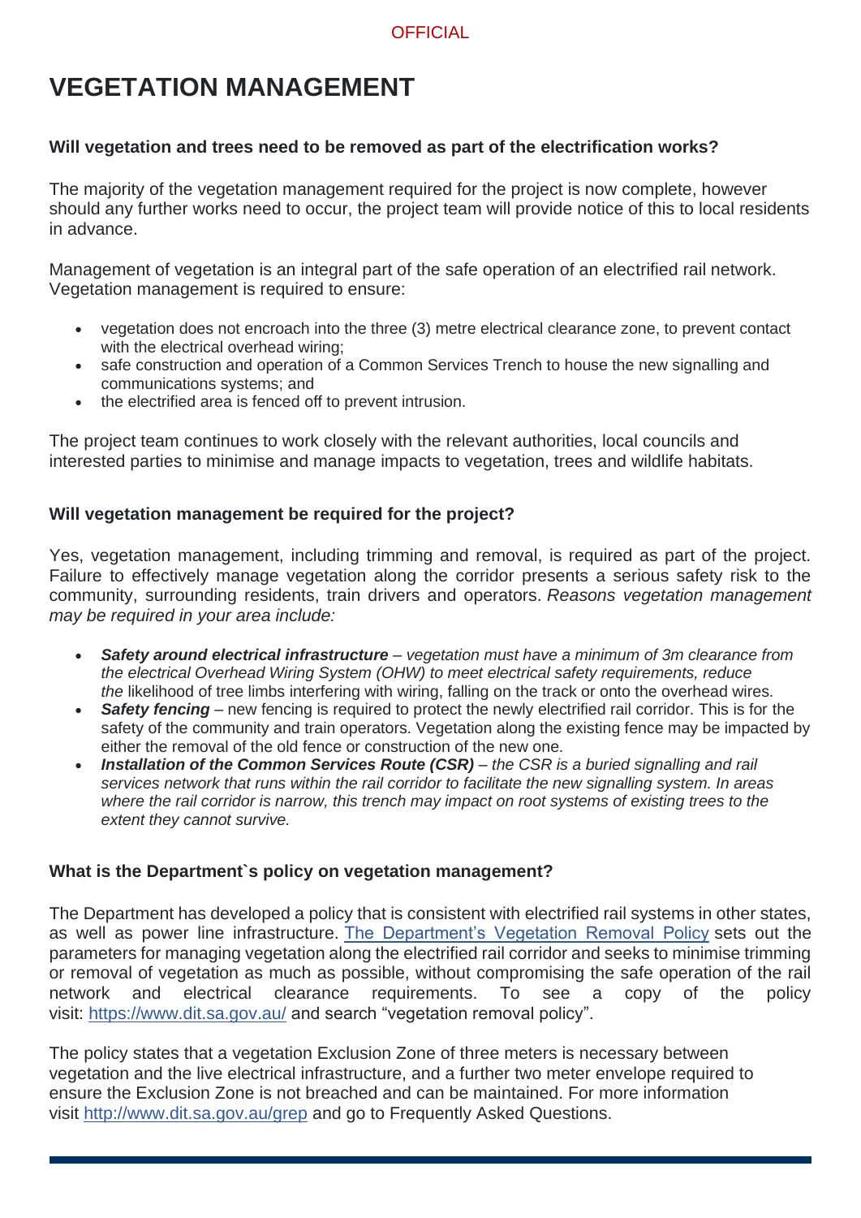# VEGETATION MANAGEMENT

**Will vegetation and trees need to be removed as part of the electrification works?**

The majority of the vegetation management required for the project is now complete, however should any further works need to occur, the project team will provide notice of this to local residents in advance.

Management of vegetation is an integral part of the safe operation of an electrified rail network. Vegetation management is required to ensure:

- vegetation does not encroach into the three (3) metre electrical clearance zone, to prevent contact with the electrical overhead wiring;
- safe construction and operation of a Common Services Trench to house the new signalling and communications systems; and
- the electrified area is fenced off to prevent intrusion.

The project team continues to work closely with the relevant authorities, local councils and interested parties to minimise and manage impacts to vegetation, trees and wildlife habitats.

**Will vegetation management be required for the project?**

Yes, vegetation management, including trimming and removal, is required as part of the project. Failure to effectively manage vegetation along the corridor presents a serious safety risk to the community, surrounding residents, train drivers and operators. *Reasons vegetation management may be required in your area include:*

- ***Safety around electrical infrastructure*** – *vegetation must have a minimum of 3m clearance from the electrical Overhead Wiring System (OHW) to meet electrical safety requirements, reduce the* likelihood of tree limbs interfering with wiring, falling on the track or onto the overhead wires.
- ***Safety fencing*** – new fencing is required to protect the newly electrified rail corridor. This is for the safety of the community and train operators. Vegetation along the existing fence may be impacted by either the removal of the old fence or construction of the new one.
- ***Installation of the Common Services Route (CSR)*** – *the CSR is a buried signalling and rail services network that runs within the rail corridor to facilitate the new signalling system. In areas where the rail corridor is narrow, this trench may impact on root systems of existing trees to the extent they cannot survive.*

**What is the Department`s policy on vegetation management?**

The Department has developed a policy that is consistent with electrified rail systems in other states, as well as power line infrastructure. [The Department's Vegetation Removal Policy]() sets out the parameters for managing vegetation along the electrified rail corridor and seeks to minimise trimming or removal of vegetation as much as possible, without compromising the safe operation of the rail network and electrical clearance requirements. To see a copy of the policy visit: [https://www.dit.sa.gov.au/](https://www.dit.sa.gov.au/) and search "vegetation removal policy".

The policy states that a vegetation Exclusion Zone of three meters is necessary between vegetation and the live electrical infrastructure, and a further two meter envelope required to ensure the Exclusion Zone is not breached and can be maintained. For more information visit [http://www.dit.sa.gov.au/grep](http://www.dit.sa.gov.au/grep) and go to Frequently Asked Questions.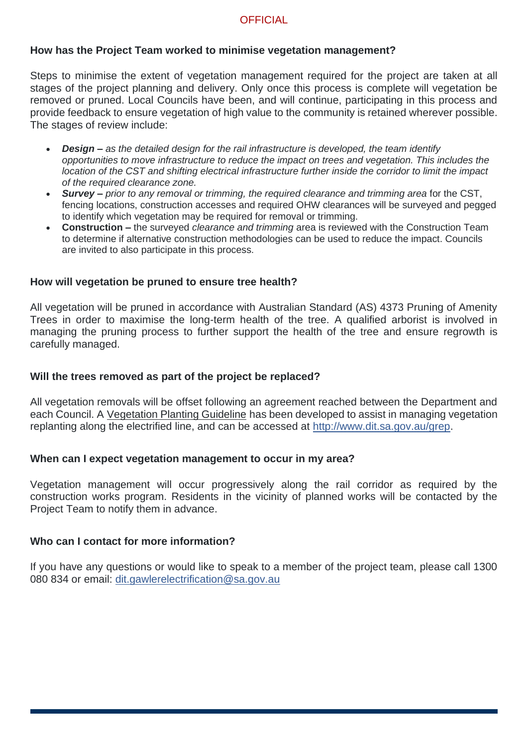**How has the Project Team worked to minimise vegetation management?**

Steps to minimise the extent of vegetation management required for the project are taken at all stages of the project planning and delivery. Only once this process is complete will vegetation be removed or pruned. Local Councils have been, and will continue, participating in this process and provide feedback to ensure vegetation of high value to the community is retained wherever possible. The stages of review include:

- ***Design –*** *as the detailed design for the rail infrastructure is developed, the team identify opportunities to move infrastructure to reduce the impact on trees and vegetation. This includes the location of the CST and shifting electrical infrastructure further inside the corridor to limit the impact of the required clearance zone.*
- ***Survey –*** *prior to any removal or trimming, the required clearance and trimming area* for the CST, fencing locations, construction accesses and required OHW clearances will be surveyed and pegged to identify which vegetation may be required for removal or trimming.
- **Construction –** the surveyed *clearance and trimming* area is reviewed with the Construction Team to determine if alternative construction methodologies can be used to reduce the impact. Councils are invited to also participate in this process.

**How will vegetation be pruned to ensure tree health?**

All vegetation will be pruned in accordance with Australian Standard (AS) 4373 Pruning of Amenity Trees in order to maximise the long-term health of the tree. A qualified arborist is involved in managing the pruning process to further support the health of the tree and ensure regrowth is carefully managed.

**Will the trees removed as part of the project be replaced?**

All vegetation removals will be offset following an agreement reached between the Department and each Council. A Vegetation Planting Guideline has been developed to assist in managing vegetation replanting along the electrified line, and can be accessed at http://www.dit.sa.gov.au/grep.

**When can I expect vegetation management to occur in my area?**

Vegetation management will occur progressively along the rail corridor as required by the construction works program. Residents in the vicinity of planned works will be contacted by the Project Team to notify them in advance.

**Who can I contact for more information?**

If you have any questions or would like to speak to a member of the project team, please call 1300 080 834 or email: dit.gawlerelectrification@sa.gov.au